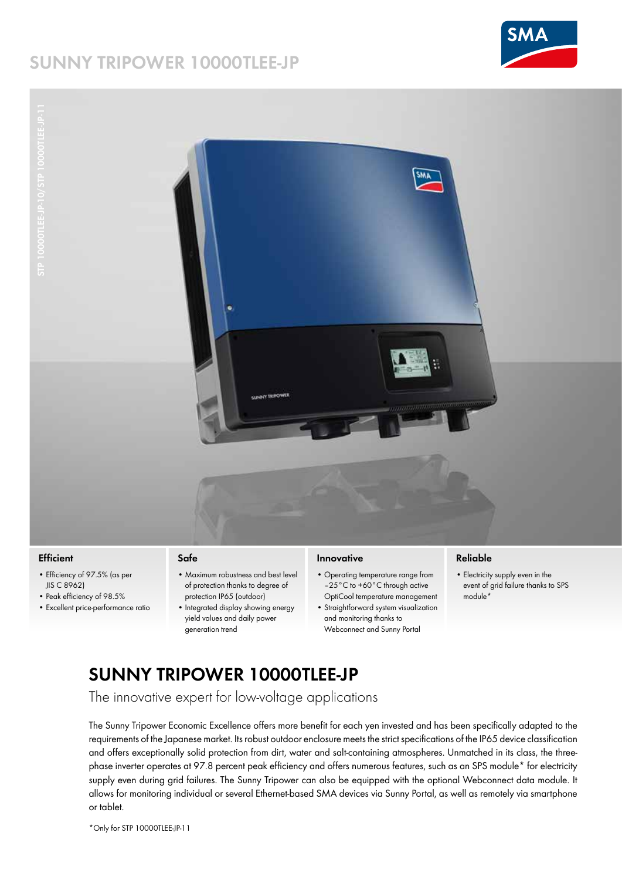# SUNNY TRIPOWER 10000TLEE-JP

STP 10000TLEE-JP-10/ STP 10000TLEE-JP-11

### Efficient

- Efficiency of 97.5% (as per JIS C 8962)
- Peak efficiency of 98.5%
- Excellent price-performance ratio

### Safe

- Maximum robustness and best level of protection thanks to degree of protection IP65 (outdoor)
- Integrated display showing energy yield values and daily power generation trend

### Innovative

- Operating temperature range from –25 °C to +60 °C through active OptiCool temperature management
- Straightforward system visualization and monitoring thanks to Webconnect and Sunny Portal

### Reliable

- Electricity supply even in the event of grid failure thanks to SPS module*

## SUNNY TRIPOWER 10000TLEE-JP

The innovative expert for low-voltage applications

The Sunny Tripower Economic Excellence offers more benefit for each yen invested and has been specifically adapted to the requirements of the Japanese market. Its robust outdoor enclosure meets the strict specifications of the IP65 device classification and offers exceptionally solid protection from dirt, water and salt-containing atmospheres. Unmatched in its class, the three-phase inverter operates at 97.8 percent peak efficiency and offers numerous features, such as an SPS module* for electricity supply even during grid failures. The Sunny Tripower can also be equipped with the optional Webconnect data module. It allows for monitoring individual or several Ethernet-based SMA devices via Sunny Portal, as well as remotely via smartphone or tablet.

*Only for STP 10000TLEE-JP-11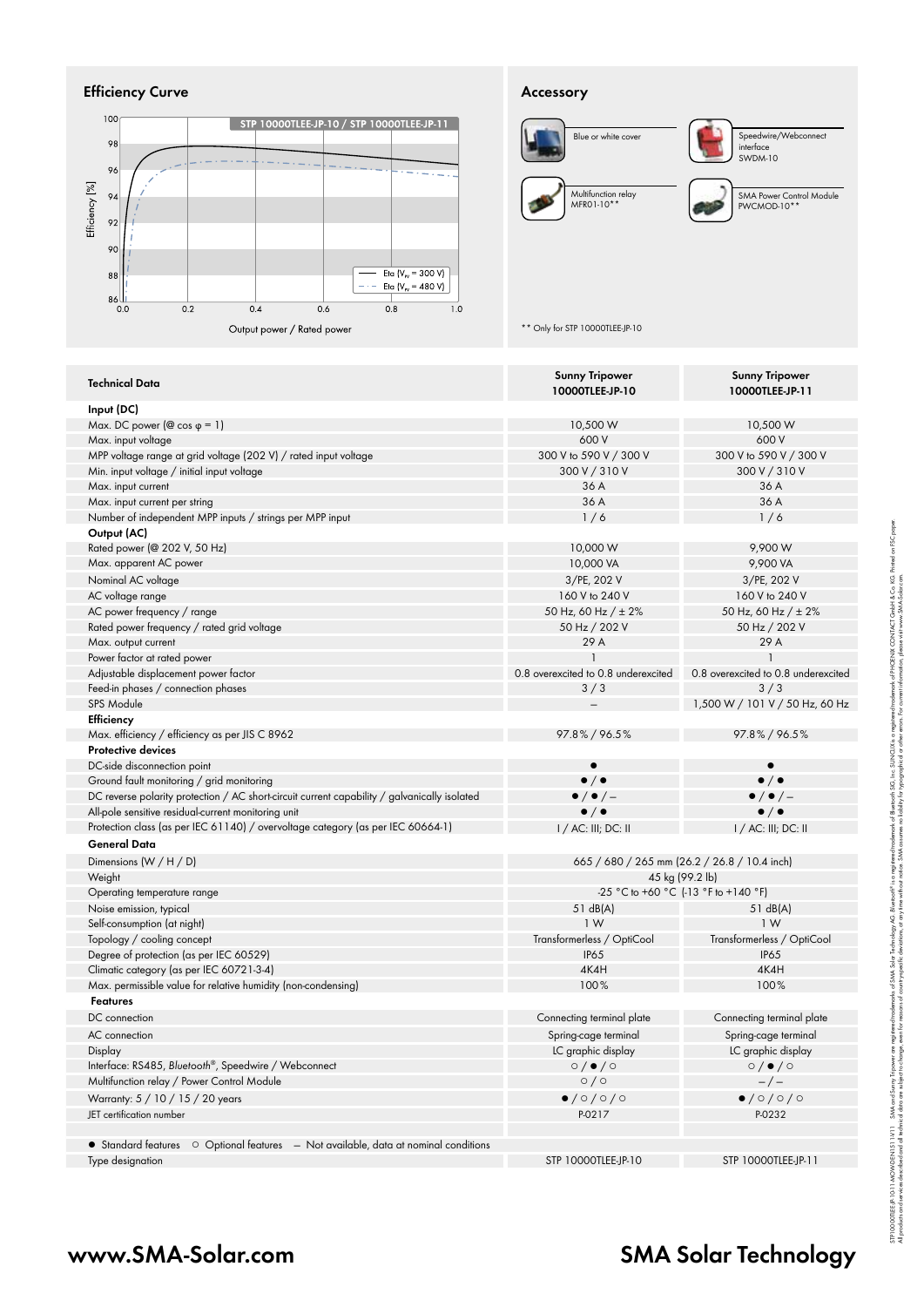## Efficiency Curve

STP 10000TLEE-JP-10 / STP 10000TLEE-JP-11

Efficiency [%]

100
98
96
94
92
90
88
86

0.0 0.2 0.4 0.6 0.8 1.0

Output power / Rated power

Eta ($V_{PV}$ = 300 V)
Eta ($V_{PV}$ = 480 V)

## Accessory

Blue or white cover

Speedwire/Webconnect interface SWDM-10

Multifunction relay MFR01-10**

SMA Power Control Module PWCMOD-10**

** Only for STP 10000TLEE-JP-10

| Technical Data | Sunny Tripower 10000TLEE-JP-10 | Sunny Tripower 10000TLEE-JP-11 |
|---|---|---|
| **Input (DC)** | | |
| Max. DC power (@ cos φ = 1) | 10,500 W | 10,500 W |
| Max. input voltage | 600 V | 600 V |
| MPP voltage range at grid voltage (202 V) / rated input voltage | 300 V to 590 V / 300 V | 300 V to 590 V / 300 V |
| Min. input voltage / initial input voltage | 300 V / 310 V | 300 V / 310 V |
| Max. input current | 36 A | 36 A |
| Max. input current per string | 36 A | 36 A |
| Number of independent MPP inputs / strings per MPP input | 1 / 6 | 1 / 6 |
| **Output (AC)** | | |
| Rated power (@ 202 V, 50 Hz) | 10,000 W | 9,900 W |
| Max. apparent AC power | 10,000 VA | 9,900 VA |
| Nominal AC voltage | 3/PE, 202 V | 3/PE, 202 V |
| AC voltage range | 160 V to 240 V | 160 V to 240 V |
| AC power frequency / range | 50 Hz, 60 Hz / ± 2% | 50 Hz, 60 Hz / ± 2% |
| Rated power frequency / rated grid voltage | 50 Hz / 202 V | 50 Hz / 202 V |
| Max. output current | 29 A | 29 A |
| Power factor at rated power | 1 | 1 |
| Adjustable displacement power factor | 0.8 overexcited to 0.8 underexcited | 0.8 overexcited to 0.8 underexcited |
| Feed-in phases / connection phases | 3 / 3 | 3 / 3 |
| SPS Module | – | 1,500 W / 101 V / 50 Hz, 60 Hz |
| **Efficiency** | | |
| Max. efficiency / efficiency as per JIS C 8962 | 97.8% / 96.5% | 97.8% / 96.5% |
| **Protective devices** | | |
| DC-side disconnection point | ● | ● |
| Ground fault monitoring / grid monitoring | ● / ● | ● / ● |
| DC reverse polarity protection / AC short-circuit current capability / galvanically isolated | ● / ● / – | ● / ● / – |
| All-pole sensitive residual-current monitoring unit | ● / ● | ● / ● |
| Protection class (as per IEC 61140) / overvoltage category (as per IEC 60664-1) | I / AC: III; DC: II | I / AC: III; DC: II |
| **General Data** | | |
| Dimensions (W / H / D) | 665 / 680 / 265 mm (26.2 / 26.8 / 10.4 inch) | |
| Weight | 45 kg (99.2 lb) | |
| Operating temperature range | -25 °C to +60 °C (-13 °F to +140 °F) | |
| Noise emission, typical | 51 dB(A) | 51 dB(A) |
| Self-consumption (at night) | 1 W | 1 W |
| Topology / cooling concept | Transformerless / OptiCool | Transformerless / OptiCool |
| Degree of protection (as per IEC 60529) | IP65 | IP65 |
| Climatic category (as per IEC 60721-3-4) | 4K4H | 4K4H |
| Max. permissible value for relative humidity (non-condensing) | 100% | 100% |
| **Features** | | |
| DC connection | Connecting terminal plate | Connecting terminal plate |
| AC connection | Spring-cage terminal | Spring-cage terminal |
| Display | LC graphic display | LC graphic display |
| Interface: RS485, *Bluetooth*®, Speedwire / Webconnect | ○ / ● / ○ | ○ / ● / ○ |
| Multifunction relay / Power Control Module | ○ / ○ | – / – |
| Warranty: 5 / 10 / 15 / 20 years | ● / ○ / ○ / ○ | ● / ○ / ○ / ○ |
| JET certification number | P-0217 | P-0232 |
| ● Standard features ○ Optional features – Not available, data at nominal conditions | | |
| Type designation | STP 10000TLEE-JP-10 | STP 10000TLEE-JP-11 |

www.SMA-Solar.com

SMA Solar Technology